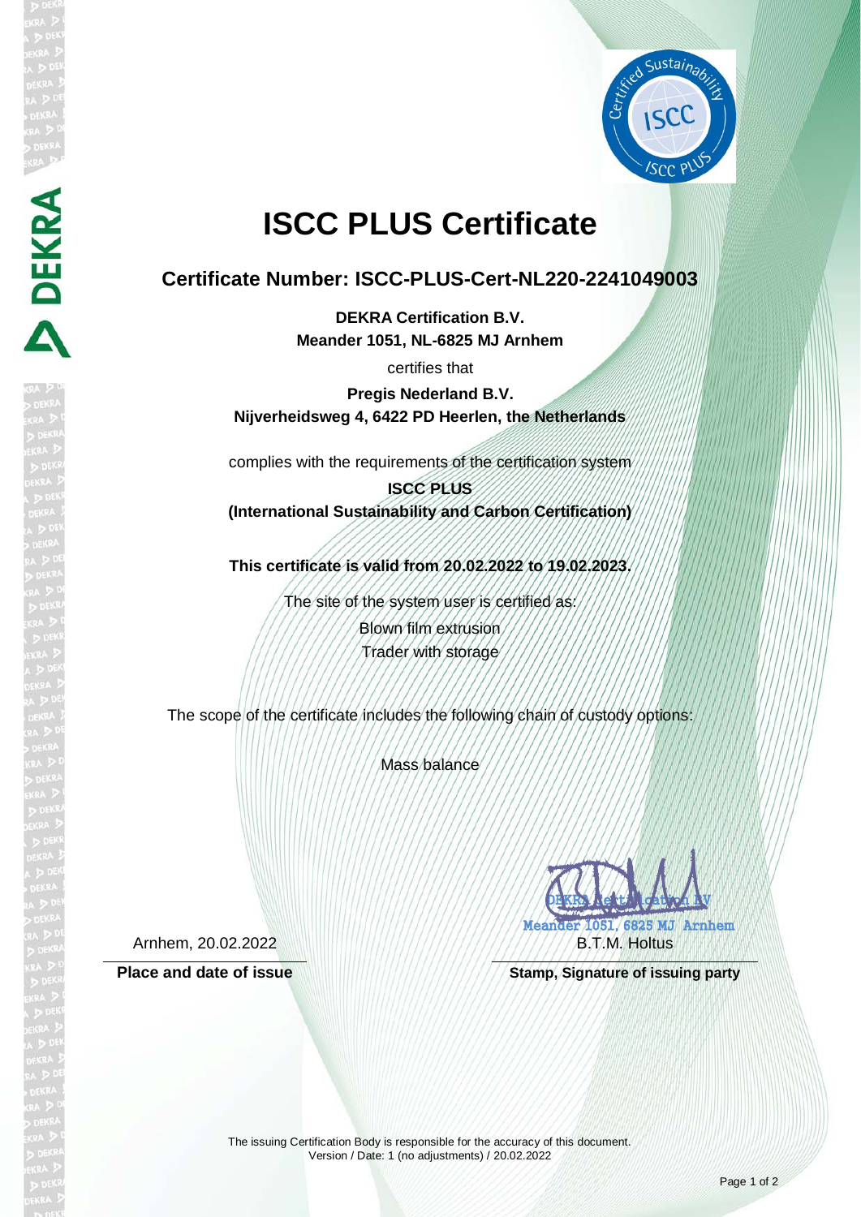# ISCC PLUS Certificate

## Certificate Number: ISCC-PLUS-Cert-NL220-2241049003

**DEKRA Certification B.V.**
**Meander 1051, NL-6825 MJ Arnhem**

certifies that

**Pregis Nederland B.V.**
**Nijverheidsweg 4, 6422 PD Heerlen, the Netherlands**

complies with the requirements of the certification system

**ISCC PLUS**
**(International Sustainability and Carbon Certification)**

**This certificate is valid from 20.02.2022 to 19.02.2023.**

The site of the system user is certified as:

Blown film extrusion
Trader with storage

The scope of the certificate includes the following chain of custody options:

Mass balance

Arnhem, 20.02.2022

**Place and date of issue**

DEKRA Certification BV
Meander 1051, 6825 MJ Arnhem
B.T.M. Holtus

**Stamp, Signature of issuing party**

The issuing Certification Body is responsible for the accuracy of this document.
Version / Date: 1 (no adjustments) / 20.02.2022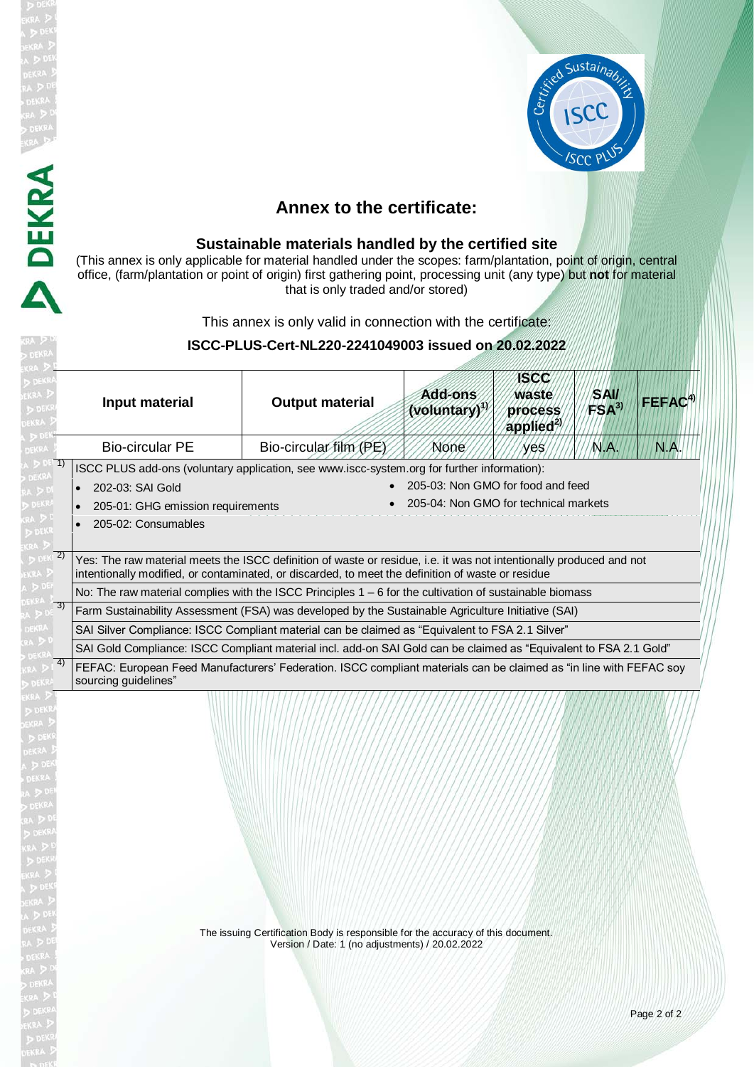# Annex to the certificate:

## Sustainable materials handled by the certified site

(This annex is only applicable for material handled under the scopes: farm/plantation, point of origin, central office, (farm/plantation or point of origin) first gathering point, processing unit (any type) but **not** for material that is only traded and/or stored)

This annex is only valid in connection with the certificate:

**ISCC-PLUS-Cert-NL220-2241049003 issued on 20.02.2022**

| Input material | Output material | Add-ons (voluntary)[1] | ISCC waste process applied[2] | SAI/ FSA[3] | FEFAC[4] |
|---|---|---|---|---|---|
| Bio-circular PE | Bio-circular film (PE) | None | yes | N.A. | N.A. |

[1] ISCC PLUS add-ons (voluntary application, see www.iscc-system.org for further information):

- 202-03: SAI Gold
- 205-01: GHG emission requirements
- 205-02: Consumables
- 205-03: Non GMO for food and feed
- 205-04: Non GMO for technical markets

[2] Yes: The raw material meets the ISCC definition of waste or residue, i.e. it was not intentionally produced and not intentionally modified, or contaminated, or discarded, to meet the definition of waste or residue

No: The raw material complies with the ISCC Principles 1 – 6 for the cultivation of sustainable biomass

[3] Farm Sustainability Assessment (FSA) was developed by the Sustainable Agriculture Initiative (SAI)

SAI Silver Compliance: ISCC Compliant material can be claimed as "Equivalent to FSA 2.1 Silver"

SAI Gold Compliance: ISCC Compliant material incl. add-on SAI Gold can be claimed as "Equivalent to FSA 2.1 Gold"

[4] FEFAC: European Feed Manufacturers' Federation. ISCC compliant materials can be claimed as "in line with FEFAC soy sourcing guidelines"

The issuing Certification Body is responsible for the accuracy of this document.
Version / Date: 1 (no adjustments) / 20.02.2022